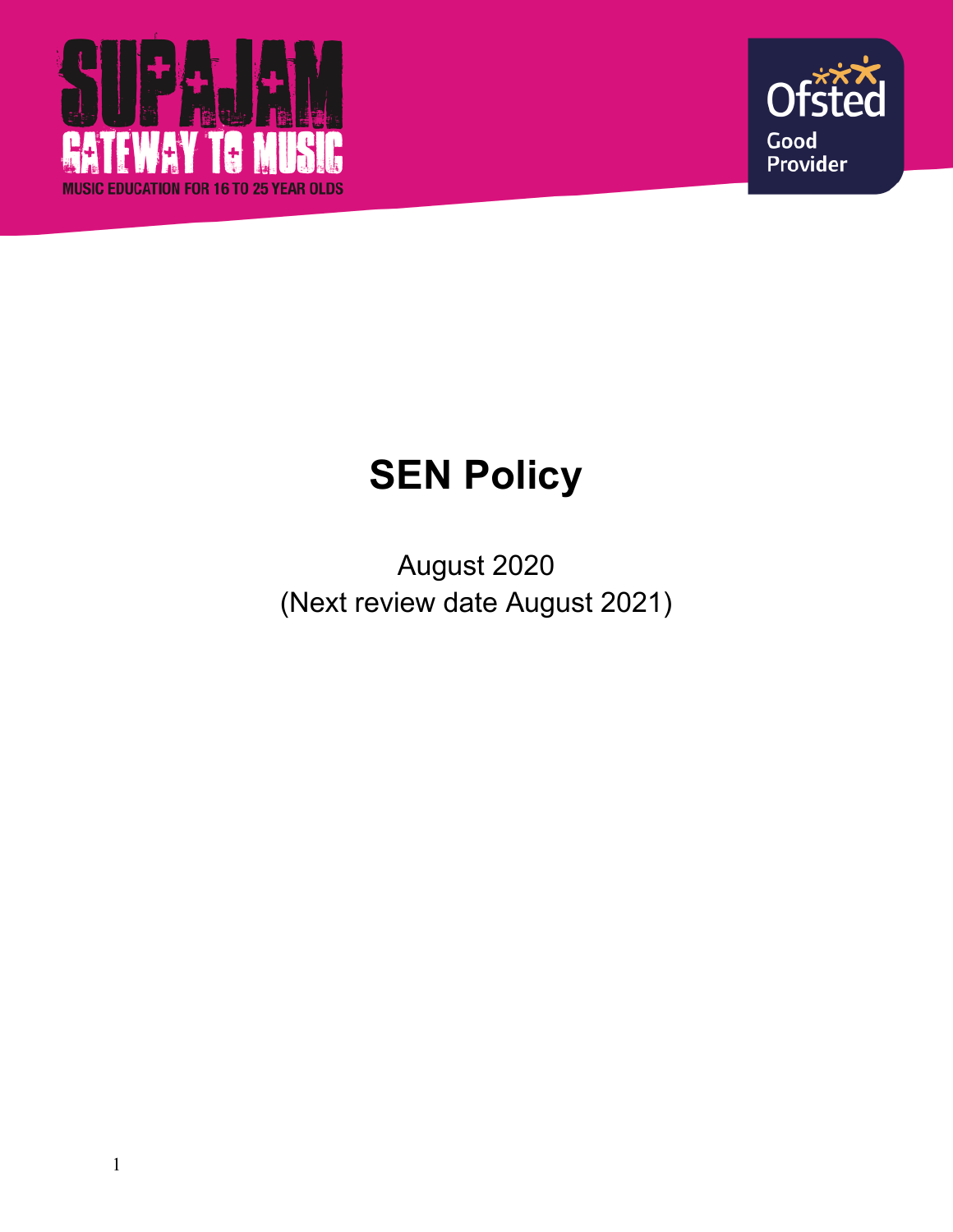SUPAJAM

GATEWAY TO MUSIC

MUSIC EDUCATION FOR 16 TO 25 YEAR OLDS

Ofsted Good Provider

# SEN Policy

August 2020
(Next review date August 2021)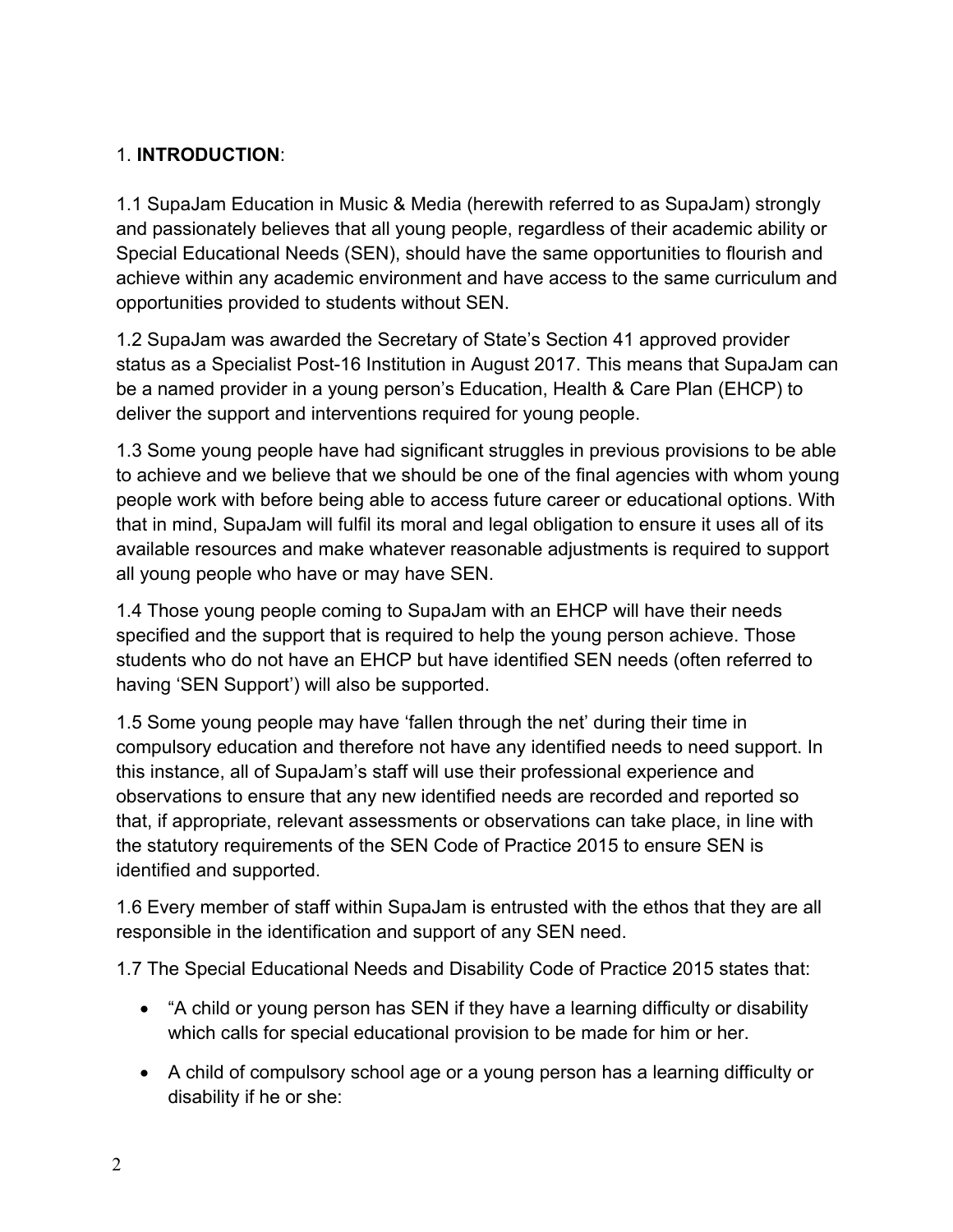## 1. **INTRODUCTION**:

1.1 SupaJam Education in Music & Media (herewith referred to as SupaJam) strongly and passionately believes that all young people, regardless of their academic ability or Special Educational Needs (SEN), should have the same opportunities to flourish and achieve within any academic environment and have access to the same curriculum and opportunities provided to students without SEN.

1.2 SupaJam was awarded the Secretary of State's Section 41 approved provider status as a Specialist Post-16 Institution in August 2017. This means that SupaJam can be a named provider in a young person's Education, Health & Care Plan (EHCP) to deliver the support and interventions required for young people.

1.3 Some young people have had significant struggles in previous provisions to be able to achieve and we believe that we should be one of the final agencies with whom young people work with before being able to access future career or educational options. With that in mind, SupaJam will fulfil its moral and legal obligation to ensure it uses all of its available resources and make whatever reasonable adjustments is required to support all young people who have or may have SEN.

1.4 Those young people coming to SupaJam with an EHCP will have their needs specified and the support that is required to help the young person achieve. Those students who do not have an EHCP but have identified SEN needs (often referred to having 'SEN Support') will also be supported.

1.5 Some young people may have 'fallen through the net' during their time in compulsory education and therefore not have any identified needs to need support. In this instance, all of SupaJam's staff will use their professional experience and observations to ensure that any new identified needs are recorded and reported so that, if appropriate, relevant assessments or observations can take place, in line with the statutory requirements of the SEN Code of Practice 2015 to ensure SEN is identified and supported.

1.6 Every member of staff within SupaJam is entrusted with the ethos that they are all responsible in the identification and support of any SEN need.

1.7 The Special Educational Needs and Disability Code of Practice 2015 states that:

- "A child or young person has SEN if they have a learning difficulty or disability which calls for special educational provision to be made for him or her.
- A child of compulsory school age or a young person has a learning difficulty or disability if he or she: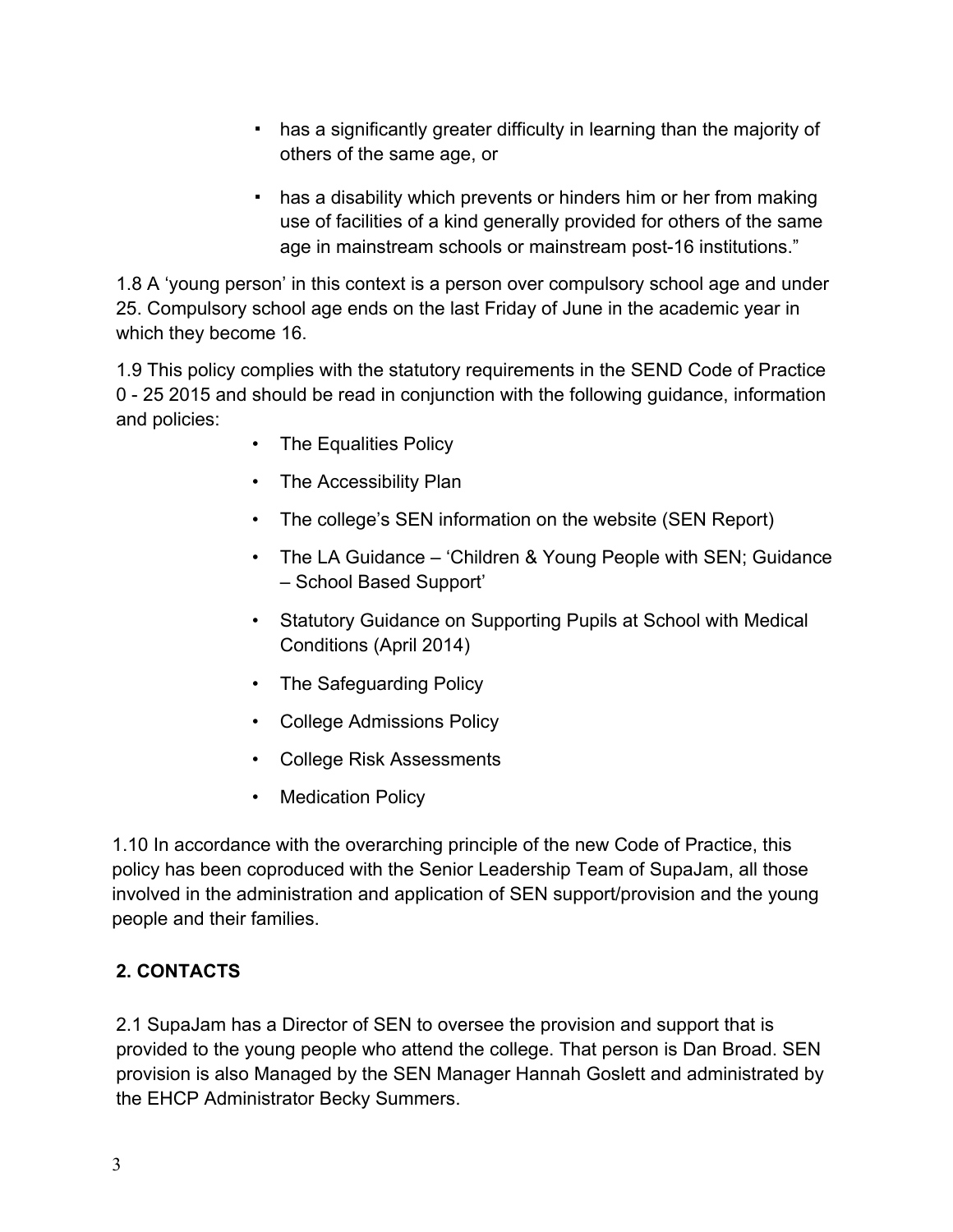- has a significantly greater difficulty in learning than the majority of others of the same age, or
- has a disability which prevents or hinders him or her from making use of facilities of a kind generally provided for others of the same age in mainstream schools or mainstream post-16 institutions."

1.8 A 'young person' in this context is a person over compulsory school age and under 25. Compulsory school age ends on the last Friday of June in the academic year in which they become 16.

1.9 This policy complies with the statutory requirements in the SEND Code of Practice 0 - 25 2015 and should be read in conjunction with the following guidance, information and policies:

- The Equalities Policy
- The Accessibility Plan
- The college's SEN information on the website (SEN Report)
- The LA Guidance – 'Children & Young People with SEN; Guidance – School Based Support'
- Statutory Guidance on Supporting Pupils at School with Medical Conditions (April 2014)
- The Safeguarding Policy
- College Admissions Policy
- College Risk Assessments
- Medication Policy

1.10 In accordance with the overarching principle of the new Code of Practice, this policy has been coproduced with the Senior Leadership Team of SupaJam, all those involved in the administration and application of SEN support/provision and the young people and their families.

## 2. CONTACTS

2.1 SupaJam has a Director of SEN to oversee the provision and support that is provided to the young people who attend the college. That person is Dan Broad. SEN provision is also Managed by the SEN Manager Hannah Goslett and administrated by the EHCP Administrator Becky Summers.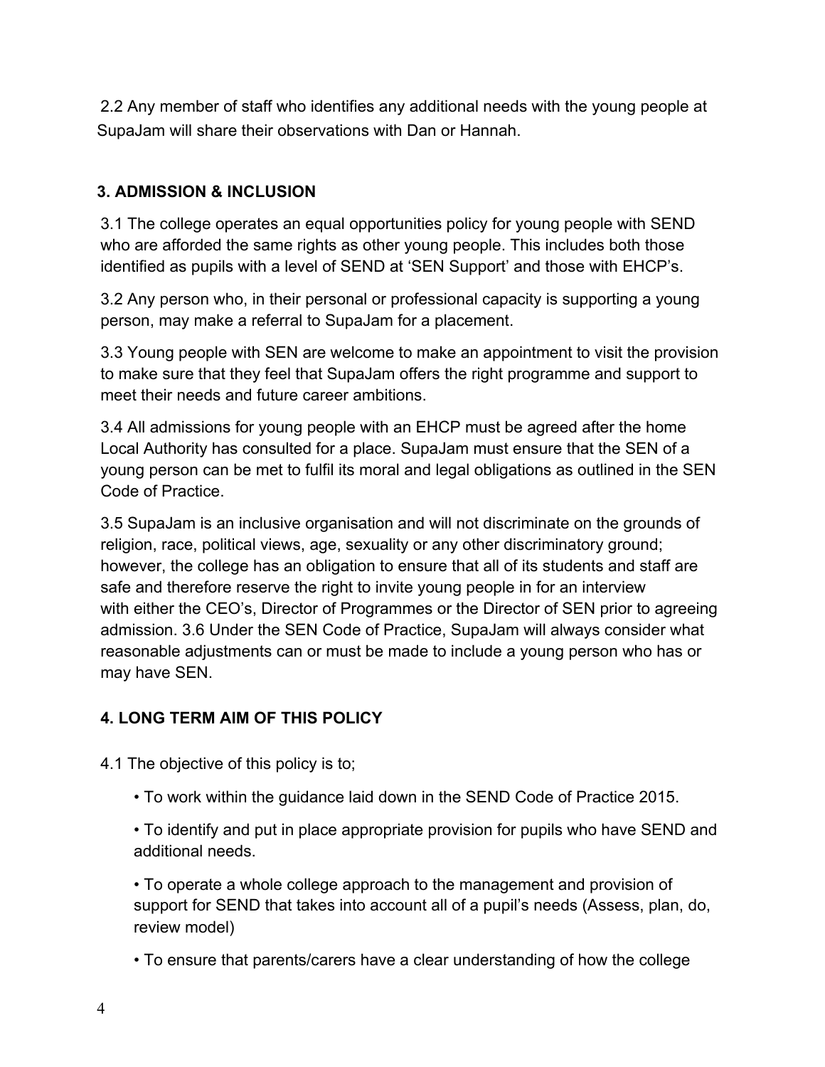2.2 Any member of staff who identifies any additional needs with the young people at SupaJam will share their observations with Dan or Hannah.

## 3. ADMISSION & INCLUSION

3.1 The college operates an equal opportunities policy for young people with SEND who are afforded the same rights as other young people. This includes both those identified as pupils with a level of SEND at 'SEN Support' and those with EHCP's.

3.2 Any person who, in their personal or professional capacity is supporting a young person, may make a referral to SupaJam for a placement.

3.3 Young people with SEN are welcome to make an appointment to visit the provision to make sure that they feel that SupaJam offers the right programme and support to meet their needs and future career ambitions.

3.4 All admissions for young people with an EHCP must be agreed after the home Local Authority has consulted for a place. SupaJam must ensure that the SEN of a young person can be met to fulfil its moral and legal obligations as outlined in the SEN Code of Practice.

3.5 SupaJam is an inclusive organisation and will not discriminate on the grounds of religion, race, political views, age, sexuality or any other discriminatory ground; however, the college has an obligation to ensure that all of its students and staff are safe and therefore reserve the right to invite young people in for an interview with either the CEO's, Director of Programmes or the Director of SEN prior to agreeing admission. 3.6 Under the SEN Code of Practice, SupaJam will always consider what reasonable adjustments can or must be made to include a young person who has or may have SEN.

## 4. LONG TERM AIM OF THIS POLICY

4.1 The objective of this policy is to;

- To work within the guidance laid down in the SEND Code of Practice 2015.
- To identify and put in place appropriate provision for pupils who have SEND and additional needs.
- To operate a whole college approach to the management and provision of support for SEND that takes into account all of a pupil's needs (Assess, plan, do, review model)
- To ensure that parents/carers have a clear understanding of how the college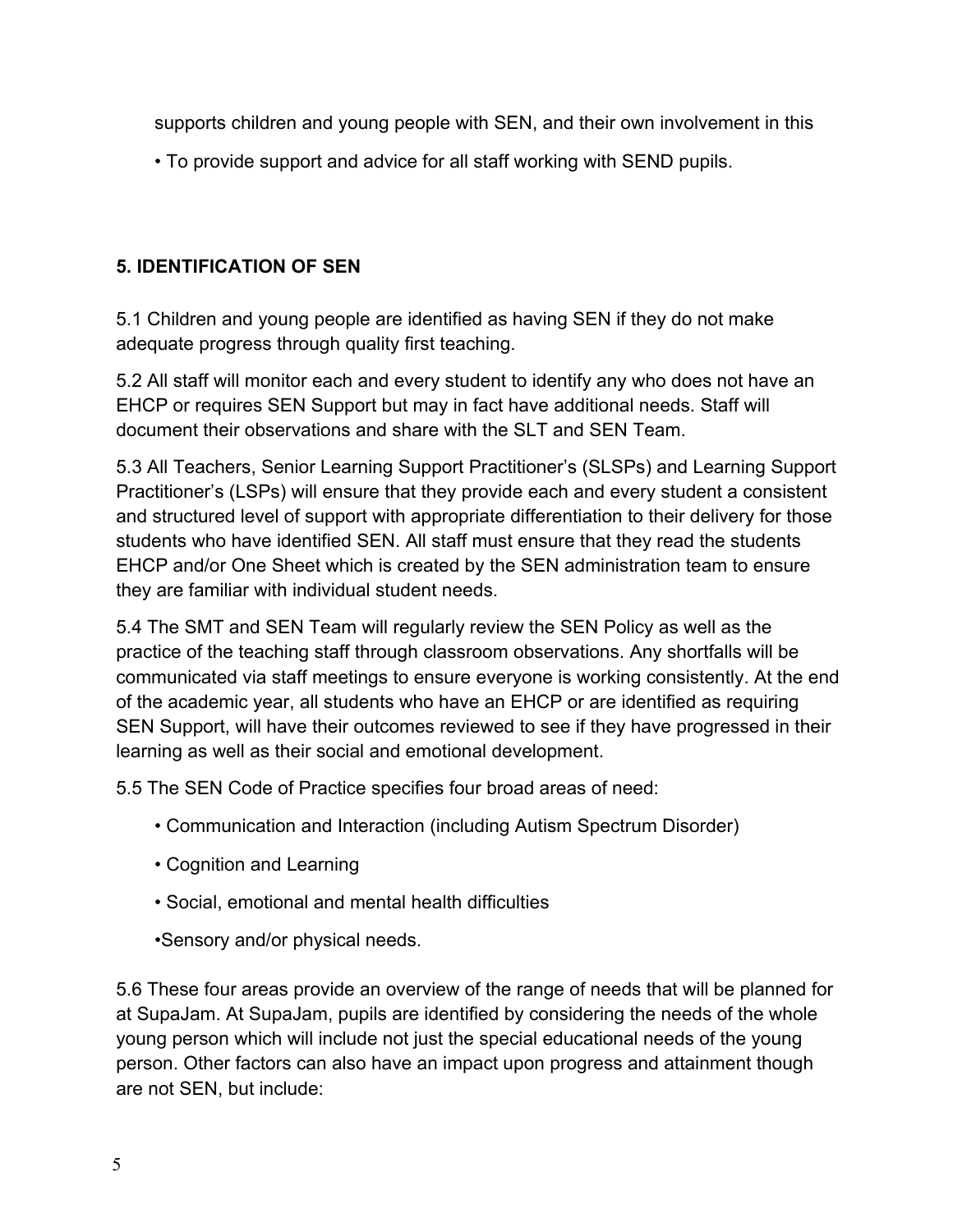supports children and young people with SEN, and their own involvement in this

- To provide support and advice for all staff working with SEND pupils.

## 5. IDENTIFICATION OF SEN

5.1 Children and young people are identified as having SEN if they do not make adequate progress through quality first teaching.

5.2 All staff will monitor each and every student to identify any who does not have an EHCP or requires SEN Support but may in fact have additional needs. Staff will document their observations and share with the SLT and SEN Team.

5.3 All Teachers, Senior Learning Support Practitioner's (SLSPs) and Learning Support Practitioner's (LSPs) will ensure that they provide each and every student a consistent and structured level of support with appropriate differentiation to their delivery for those students who have identified SEN. All staff must ensure that they read the students EHCP and/or One Sheet which is created by the SEN administration team to ensure they are familiar with individual student needs.

5.4 The SMT and SEN Team will regularly review the SEN Policy as well as the practice of the teaching staff through classroom observations. Any shortfalls will be communicated via staff meetings to ensure everyone is working consistently. At the end of the academic year, all students who have an EHCP or are identified as requiring SEN Support, will have their outcomes reviewed to see if they have progressed in their learning as well as their social and emotional development.

5.5 The SEN Code of Practice specifies four broad areas of need:

- Communication and Interaction (including Autism Spectrum Disorder)
- Cognition and Learning
- Social, emotional and mental health difficulties
- Sensory and/or physical needs.

5.6 These four areas provide an overview of the range of needs that will be planned for at SupaJam. At SupaJam, pupils are identified by considering the needs of the whole young person which will include not just the special educational needs of the young person. Other factors can also have an impact upon progress and attainment though are not SEN, but include: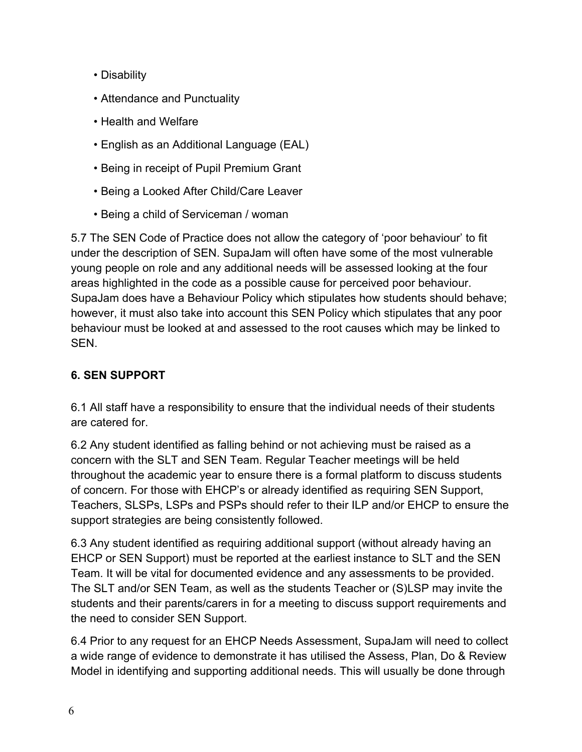- Disability
- Attendance and Punctuality
- Health and Welfare
- English as an Additional Language (EAL)
- Being in receipt of Pupil Premium Grant
- Being a Looked After Child/Care Leaver
- Being a child of Serviceman / woman

5.7 The SEN Code of Practice does not allow the category of 'poor behaviour' to fit under the description of SEN. SupaJam will often have some of the most vulnerable young people on role and any additional needs will be assessed looking at the four areas highlighted in the code as a possible cause for perceived poor behaviour. SupaJam does have a Behaviour Policy which stipulates how students should behave; however, it must also take into account this SEN Policy which stipulates that any poor behaviour must be looked at and assessed to the root causes which may be linked to SEN.

**6. SEN SUPPORT**

6.1 All staff have a responsibility to ensure that the individual needs of their students are catered for.

6.2 Any student identified as falling behind or not achieving must be raised as a concern with the SLT and SEN Team. Regular Teacher meetings will be held throughout the academic year to ensure there is a formal platform to discuss students of concern. For those with EHCP's or already identified as requiring SEN Support, Teachers, SLSPs, LSPs and PSPs should refer to their ILP and/or EHCP to ensure the support strategies are being consistently followed.

6.3 Any student identified as requiring additional support (without already having an EHCP or SEN Support) must be reported at the earliest instance to SLT and the SEN Team. It will be vital for documented evidence and any assessments to be provided. The SLT and/or SEN Team, as well as the students Teacher or (S)LSP may invite the students and their parents/carers in for a meeting to discuss support requirements and the need to consider SEN Support.

6.4 Prior to any request for an EHCP Needs Assessment, SupaJam will need to collect a wide range of evidence to demonstrate it has utilised the Assess, Plan, Do & Review Model in identifying and supporting additional needs. This will usually be done through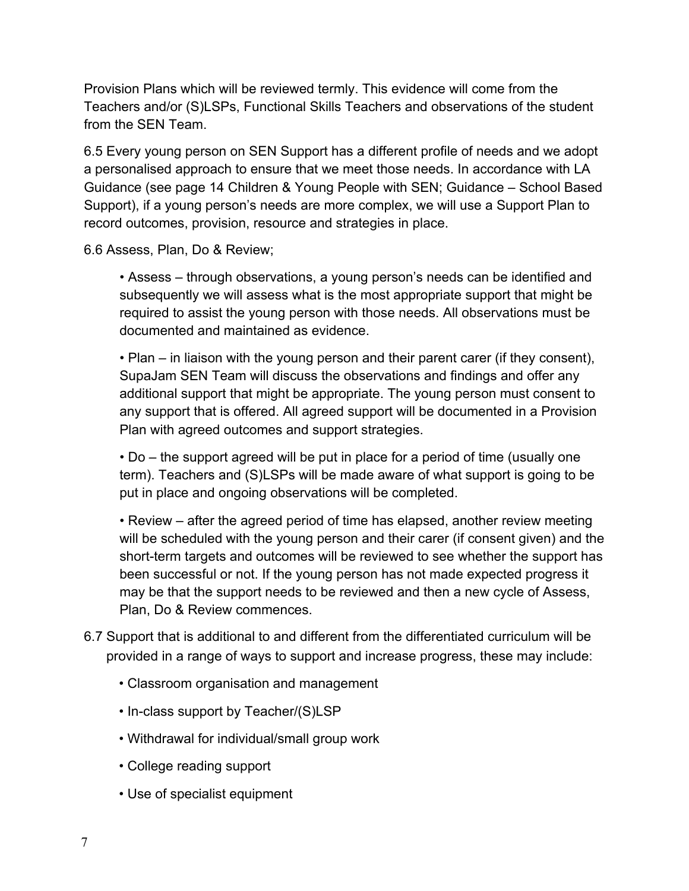Provision Plans which will be reviewed termly. This evidence will come from the Teachers and/or (S)LSPs, Functional Skills Teachers and observations of the student from the SEN Team.

6.5 Every young person on SEN Support has a different profile of needs and we adopt a personalised approach to ensure that we meet those needs. In accordance with LA Guidance (see page 14 Children & Young People with SEN; Guidance – School Based Support), if a young person's needs are more complex, we will use a Support Plan to record outcomes, provision, resource and strategies in place.

6.6 Assess, Plan, Do & Review;

- Assess – through observations, a young person's needs can be identified and subsequently we will assess what is the most appropriate support that might be required to assist the young person with those needs. All observations must be documented and maintained as evidence.

- Plan – in liaison with the young person and their parent carer (if they consent), SupaJam SEN Team will discuss the observations and findings and offer any additional support that might be appropriate. The young person must consent to any support that is offered. All agreed support will be documented in a Provision Plan with agreed outcomes and support strategies.

- Do – the support agreed will be put in place for a period of time (usually one term). Teachers and (S)LSPs will be made aware of what support is going to be put in place and ongoing observations will be completed.

- Review – after the agreed period of time has elapsed, another review meeting will be scheduled with the young person and their carer (if consent given) and the short-term targets and outcomes will be reviewed to see whether the support has been successful or not. If the young person has not made expected progress it may be that the support needs to be reviewed and then a new cycle of Assess, Plan, Do & Review commences.

6.7 Support that is additional to and different from the differentiated curriculum will be provided in a range of ways to support and increase progress, these may include:

- Classroom organisation and management
- In-class support by Teacher/(S)LSP
- Withdrawal for individual/small group work
- College reading support
- Use of specialist equipment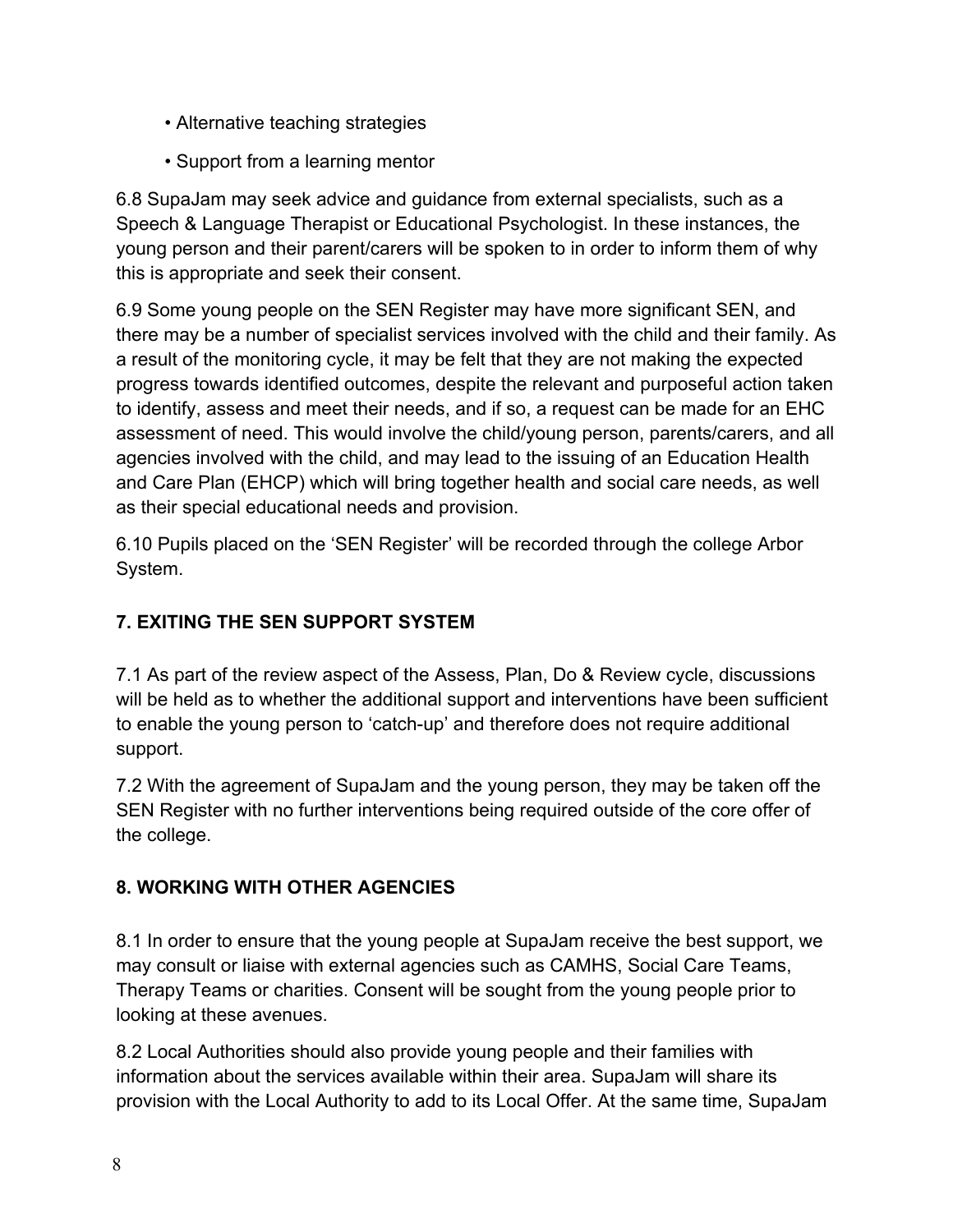- Alternative teaching strategies
- Support from a learning mentor

6.8 SupaJam may seek advice and guidance from external specialists, such as a Speech & Language Therapist or Educational Psychologist. In these instances, the young person and their parent/carers will be spoken to in order to inform them of why this is appropriate and seek their consent.

6.9 Some young people on the SEN Register may have more significant SEN, and there may be a number of specialist services involved with the child and their family. As a result of the monitoring cycle, it may be felt that they are not making the expected progress towards identified outcomes, despite the relevant and purposeful action taken to identify, assess and meet their needs, and if so, a request can be made for an EHC assessment of need. This would involve the child/young person, parents/carers, and all agencies involved with the child, and may lead to the issuing of an Education Health and Care Plan (EHCP) which will bring together health and social care needs, as well as their special educational needs and provision.

6.10 Pupils placed on the 'SEN Register' will be recorded through the college Arbor System.

## 7. EXITING THE SEN SUPPORT SYSTEM

7.1 As part of the review aspect of the Assess, Plan, Do & Review cycle, discussions will be held as to whether the additional support and interventions have been sufficient to enable the young person to 'catch-up' and therefore does not require additional support.

7.2 With the agreement of SupaJam and the young person, they may be taken off the SEN Register with no further interventions being required outside of the core offer of the college.

## 8. WORKING WITH OTHER AGENCIES

8.1 In order to ensure that the young people at SupaJam receive the best support, we may consult or liaise with external agencies such as CAMHS, Social Care Teams, Therapy Teams or charities. Consent will be sought from the young people prior to looking at these avenues.

8.2 Local Authorities should also provide young people and their families with information about the services available within their area. SupaJam will share its provision with the Local Authority to add to its Local Offer. At the same time, SupaJam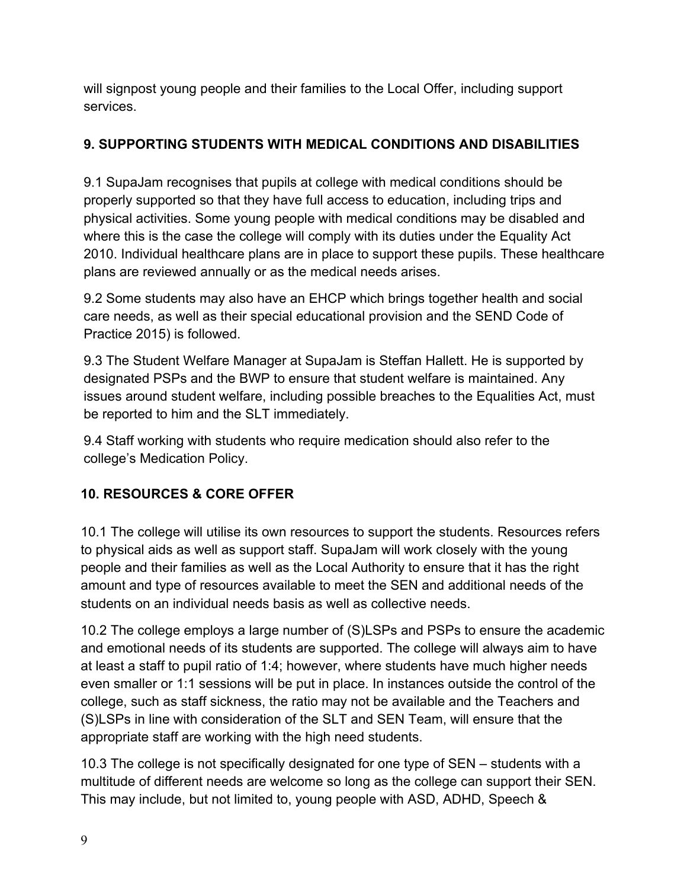will signpost young people and their families to the Local Offer, including support services.

## 9. SUPPORTING STUDENTS WITH MEDICAL CONDITIONS AND DISABILITIES

9.1 SupaJam recognises that pupils at college with medical conditions should be properly supported so that they have full access to education, including trips and physical activities. Some young people with medical conditions may be disabled and where this is the case the college will comply with its duties under the Equality Act 2010. Individual healthcare plans are in place to support these pupils. These healthcare plans are reviewed annually or as the medical needs arises.

9.2 Some students may also have an EHCP which brings together health and social care needs, as well as their special educational provision and the SEND Code of Practice 2015) is followed.

9.3 The Student Welfare Manager at SupaJam is Steffan Hallett. He is supported by designated PSPs and the BWP to ensure that student welfare is maintained. Any issues around student welfare, including possible breaches to the Equalities Act, must be reported to him and the SLT immediately.

9.4 Staff working with students who require medication should also refer to the college's Medication Policy.

## 10. RESOURCES & CORE OFFER

10.1 The college will utilise its own resources to support the students. Resources refers to physical aids as well as support staff. SupaJam will work closely with the young people and their families as well as the Local Authority to ensure that it has the right amount and type of resources available to meet the SEN and additional needs of the students on an individual needs basis as well as collective needs.

10.2 The college employs a large number of (S)LSPs and PSPs to ensure the academic and emotional needs of its students are supported. The college will always aim to have at least a staff to pupil ratio of 1:4; however, where students have much higher needs even smaller or 1:1 sessions will be put in place. In instances outside the control of the college, such as staff sickness, the ratio may not be available and the Teachers and (S)LSPs in line with consideration of the SLT and SEN Team, will ensure that the appropriate staff are working with the high need students.

10.3 The college is not specifically designated for one type of SEN – students with a multitude of different needs are welcome so long as the college can support their SEN. This may include, but not limited to, young people with ASD, ADHD, Speech &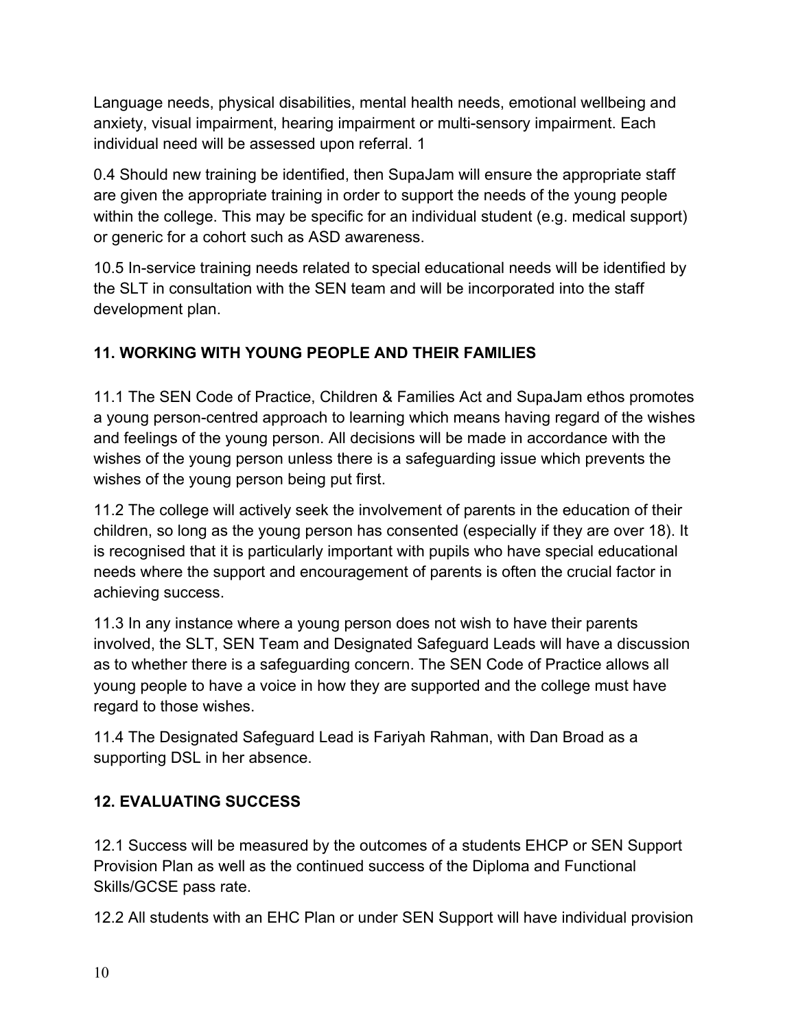Language needs, physical disabilities, mental health needs, emotional wellbeing and anxiety, visual impairment, hearing impairment or multi-sensory impairment. Each individual need will be assessed upon referral. 1

0.4 Should new training be identified, then SupaJam will ensure the appropriate staff are given the appropriate training in order to support the needs of the young people within the college. This may be specific for an individual student (e.g. medical support) or generic for a cohort such as ASD awareness.

10.5 In-service training needs related to special educational needs will be identified by the SLT in consultation with the SEN team and will be incorporated into the staff development plan.

### 11. WORKING WITH YOUNG PEOPLE AND THEIR FAMILIES

11.1 The SEN Code of Practice, Children & Families Act and SupaJam ethos promotes a young person-centred approach to learning which means having regard of the wishes and feelings of the young person. All decisions will be made in accordance with the wishes of the young person unless there is a safeguarding issue which prevents the wishes of the young person being put first.

11.2 The college will actively seek the involvement of parents in the education of their children, so long as the young person has consented (especially if they are over 18). It is recognised that it is particularly important with pupils who have special educational needs where the support and encouragement of parents is often the crucial factor in achieving success.

11.3 In any instance where a young person does not wish to have their parents involved, the SLT, SEN Team and Designated Safeguard Leads will have a discussion as to whether there is a safeguarding concern. The SEN Code of Practice allows all young people to have a voice in how they are supported and the college must have regard to those wishes.

11.4 The Designated Safeguard Lead is Fariyah Rahman, with Dan Broad as a supporting DSL in her absence.

### 12. EVALUATING SUCCESS

12.1 Success will be measured by the outcomes of a students EHCP or SEN Support Provision Plan as well as the continued success of the Diploma and Functional Skills/GCSE pass rate.

12.2 All students with an EHC Plan or under SEN Support will have individual provision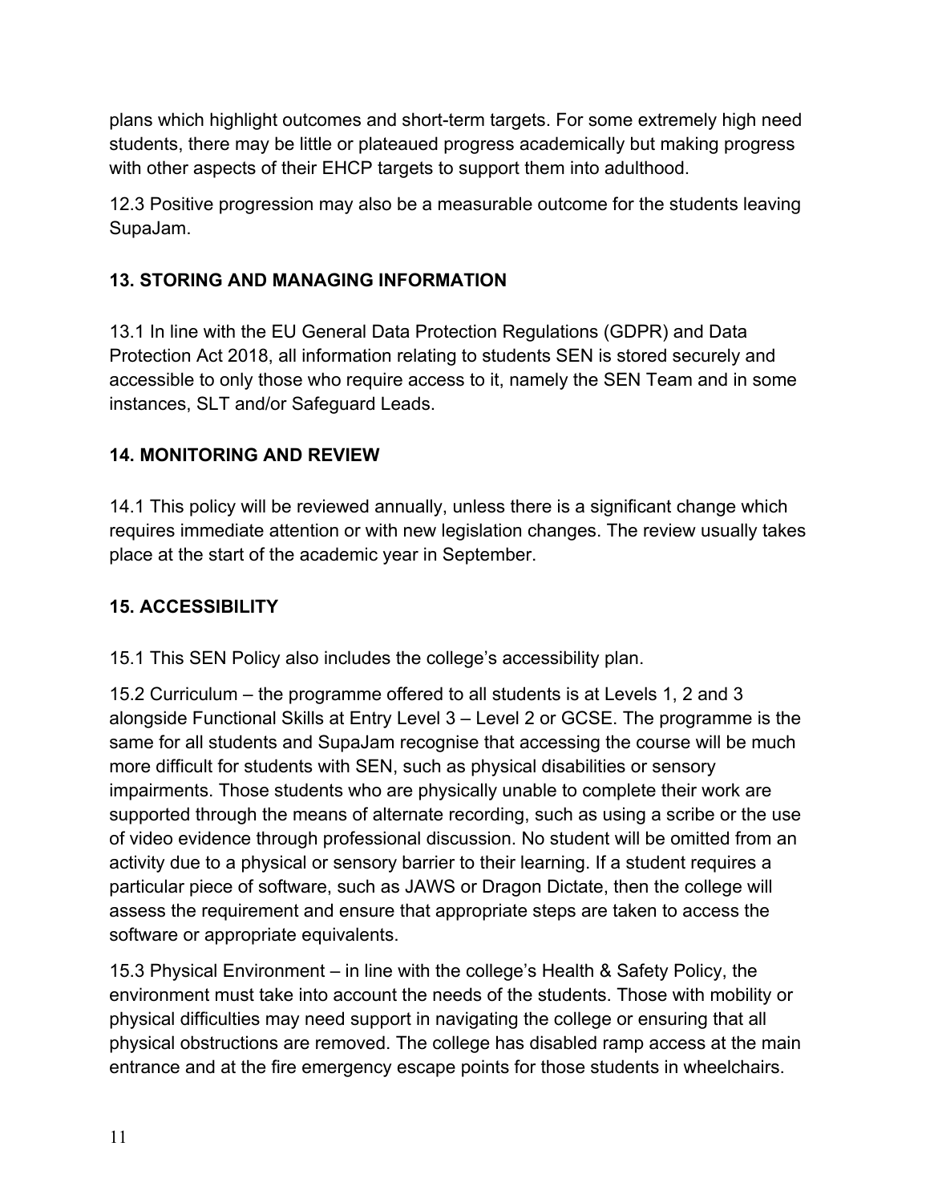plans which highlight outcomes and short-term targets. For some extremely high need students, there may be little or plateaued progress academically but making progress with other aspects of their EHCP targets to support them into adulthood.

12.3 Positive progression may also be a measurable outcome for the students leaving SupaJam.

## 13. STORING AND MANAGING INFORMATION

13.1 In line with the EU General Data Protection Regulations (GDPR) and Data Protection Act 2018, all information relating to students SEN is stored securely and accessible to only those who require access to it, namely the SEN Team and in some instances, SLT and/or Safeguard Leads.

## 14. MONITORING AND REVIEW

14.1 This policy will be reviewed annually, unless there is a significant change which requires immediate attention or with new legislation changes. The review usually takes place at the start of the academic year in September.

## 15. ACCESSIBILITY

15.1 This SEN Policy also includes the college's accessibility plan.

15.2 Curriculum – the programme offered to all students is at Levels 1, 2 and 3 alongside Functional Skills at Entry Level 3 – Level 2 or GCSE. The programme is the same for all students and SupaJam recognise that accessing the course will be much more difficult for students with SEN, such as physical disabilities or sensory impairments. Those students who are physically unable to complete their work are supported through the means of alternate recording, such as using a scribe or the use of video evidence through professional discussion. No student will be omitted from an activity due to a physical or sensory barrier to their learning. If a student requires a particular piece of software, such as JAWS or Dragon Dictate, then the college will assess the requirement and ensure that appropriate steps are taken to access the software or appropriate equivalents.

15.3 Physical Environment – in line with the college's Health & Safety Policy, the environment must take into account the needs of the students. Those with mobility or physical difficulties may need support in navigating the college or ensuring that all physical obstructions are removed. The college has disabled ramp access at the main entrance and at the fire emergency escape points for those students in wheelchairs.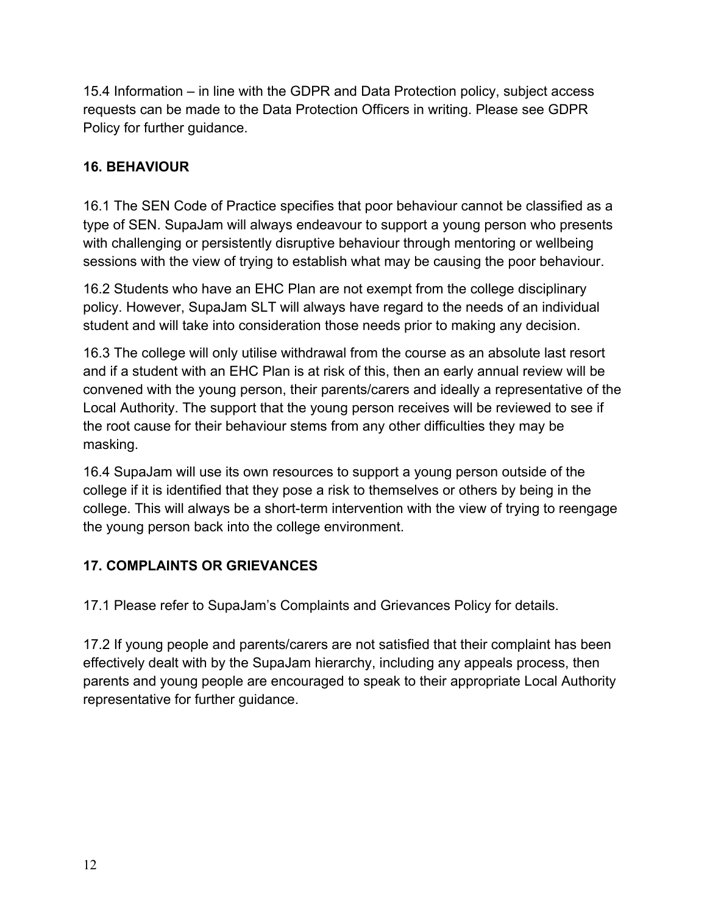15.4 Information – in line with the GDPR and Data Protection policy, subject access requests can be made to the Data Protection Officers in writing. Please see GDPR Policy for further guidance.

## 16. BEHAVIOUR

16.1 The SEN Code of Practice specifies that poor behaviour cannot be classified as a type of SEN. SupaJam will always endeavour to support a young person who presents with challenging or persistently disruptive behaviour through mentoring or wellbeing sessions with the view of trying to establish what may be causing the poor behaviour.

16.2 Students who have an EHC Plan are not exempt from the college disciplinary policy. However, SupaJam SLT will always have regard to the needs of an individual student and will take into consideration those needs prior to making any decision.

16.3 The college will only utilise withdrawal from the course as an absolute last resort and if a student with an EHC Plan is at risk of this, then an early annual review will be convened with the young person, their parents/carers and ideally a representative of the Local Authority. The support that the young person receives will be reviewed to see if the root cause for their behaviour stems from any other difficulties they may be masking.

16.4 SupaJam will use its own resources to support a young person outside of the college if it is identified that they pose a risk to themselves or others by being in the college. This will always be a short-term intervention with the view of trying to reengage the young person back into the college environment.

## 17. COMPLAINTS OR GRIEVANCES

17.1 Please refer to SupaJam's Complaints and Grievances Policy for details.

17.2 If young people and parents/carers are not satisfied that their complaint has been effectively dealt with by the SupaJam hierarchy, including any appeals process, then parents and young people are encouraged to speak to their appropriate Local Authority representative for further guidance.